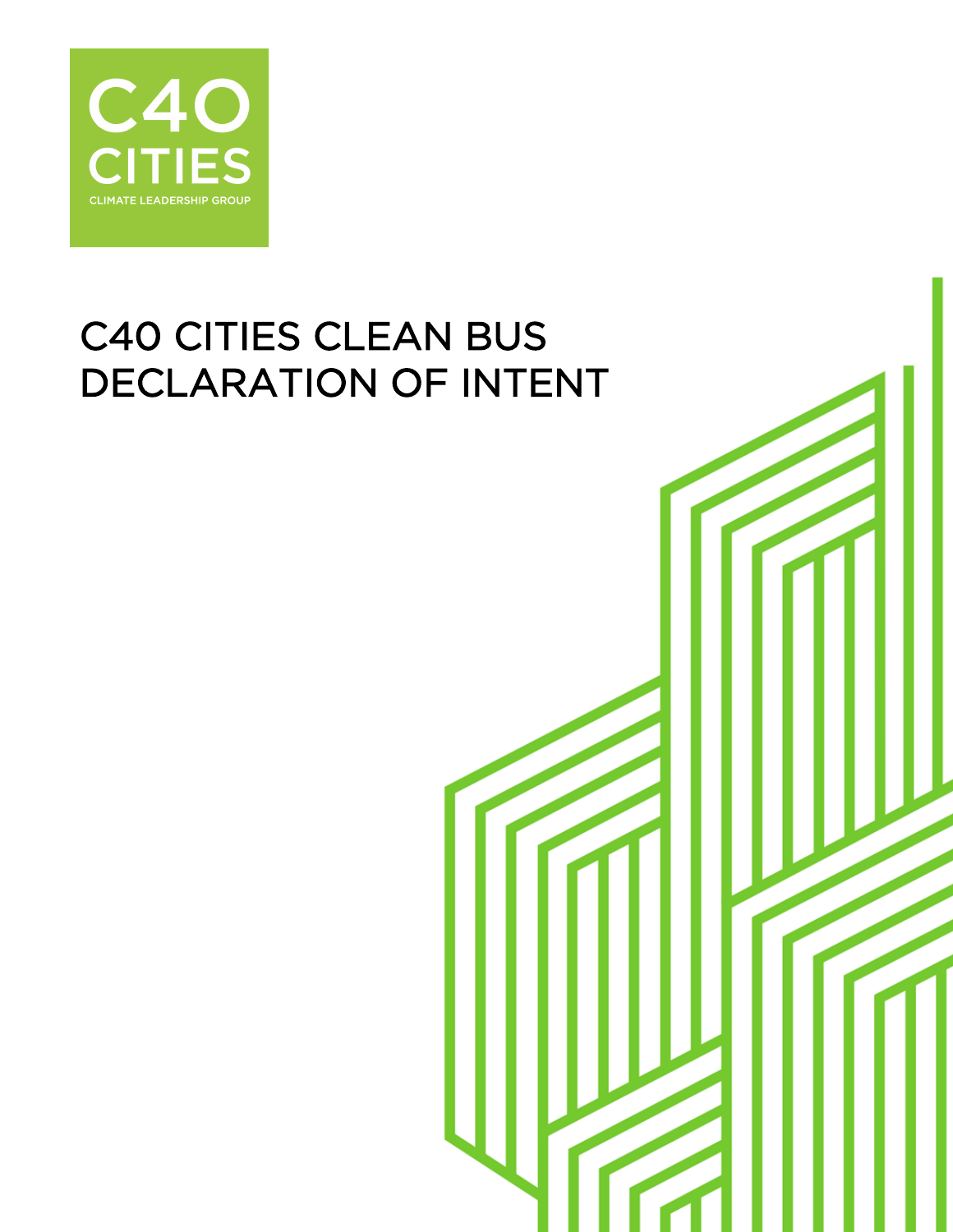C40 CITIES

CLIMATE LEADERSHIP GROUP

# C40 CITIES CLEAN BUS DECLARATION OF INTENT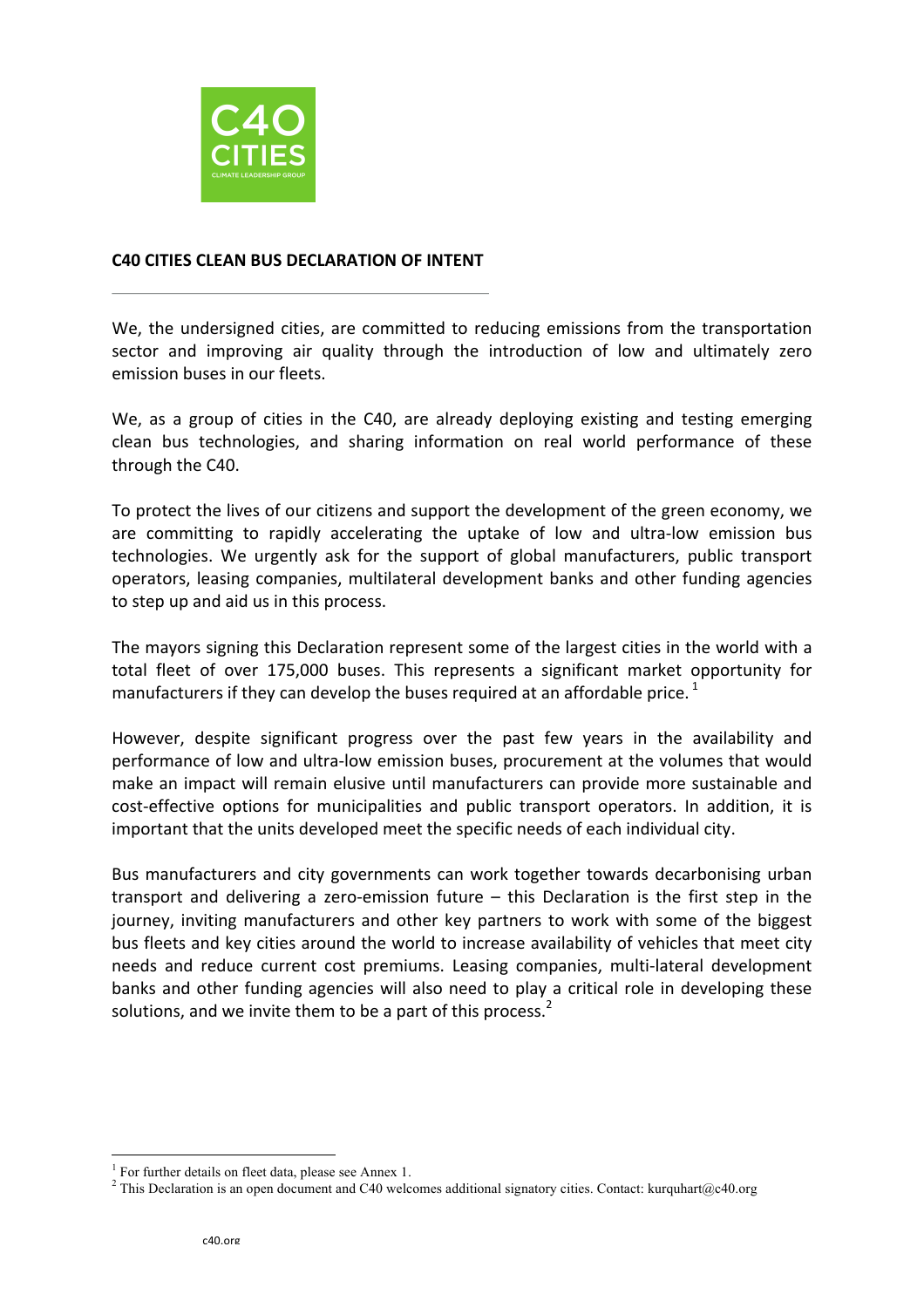**C40 CITIES CLEAN BUS DECLARATION OF INTENT**

---

We, the undersigned cities, are committed to reducing emissions from the transportation sector and improving air quality through the introduction of low and ultimately zero emission buses in our fleets.

We, as a group of cities in the C40, are already deploying existing and testing emerging clean bus technologies, and sharing information on real world performance of these through the C40.

To protect the lives of our citizens and support the development of the green economy, we are committing to rapidly accelerating the uptake of low and ultra-low emission bus technologies. We urgently ask for the support of global manufacturers, public transport operators, leasing companies, multilateral development banks and other funding agencies to step up and aid us in this process.

The mayors signing this Declaration represent some of the largest cities in the world with a total fleet of over 175,000 buses. This represents a significant market opportunity for manufacturers if they can develop the buses required at an affordable price. [1]

However, despite significant progress over the past few years in the availability and performance of low and ultra-low emission buses, procurement at the volumes that would make an impact will remain elusive until manufacturers can provide more sustainable and cost-effective options for municipalities and public transport operators. In addition, it is important that the units developed meet the specific needs of each individual city.

Bus manufacturers and city governments can work together towards decarbonising urban transport and delivering a zero-emission future – this Declaration is the first step in the journey, inviting manufacturers and other key partners to work with some of the biggest bus fleets and key cities around the world to increase availability of vehicles that meet city needs and reduce current cost premiums. Leasing companies, multi-lateral development banks and other funding agencies will also need to play a critical role in developing these solutions, and we invite them to be a part of this process.[2]

---

[1] For further details on fleet data, please see Annex 1.

[2] This Declaration is an open document and C40 welcomes additional signatory cities. Contact: kurquhart@c40.org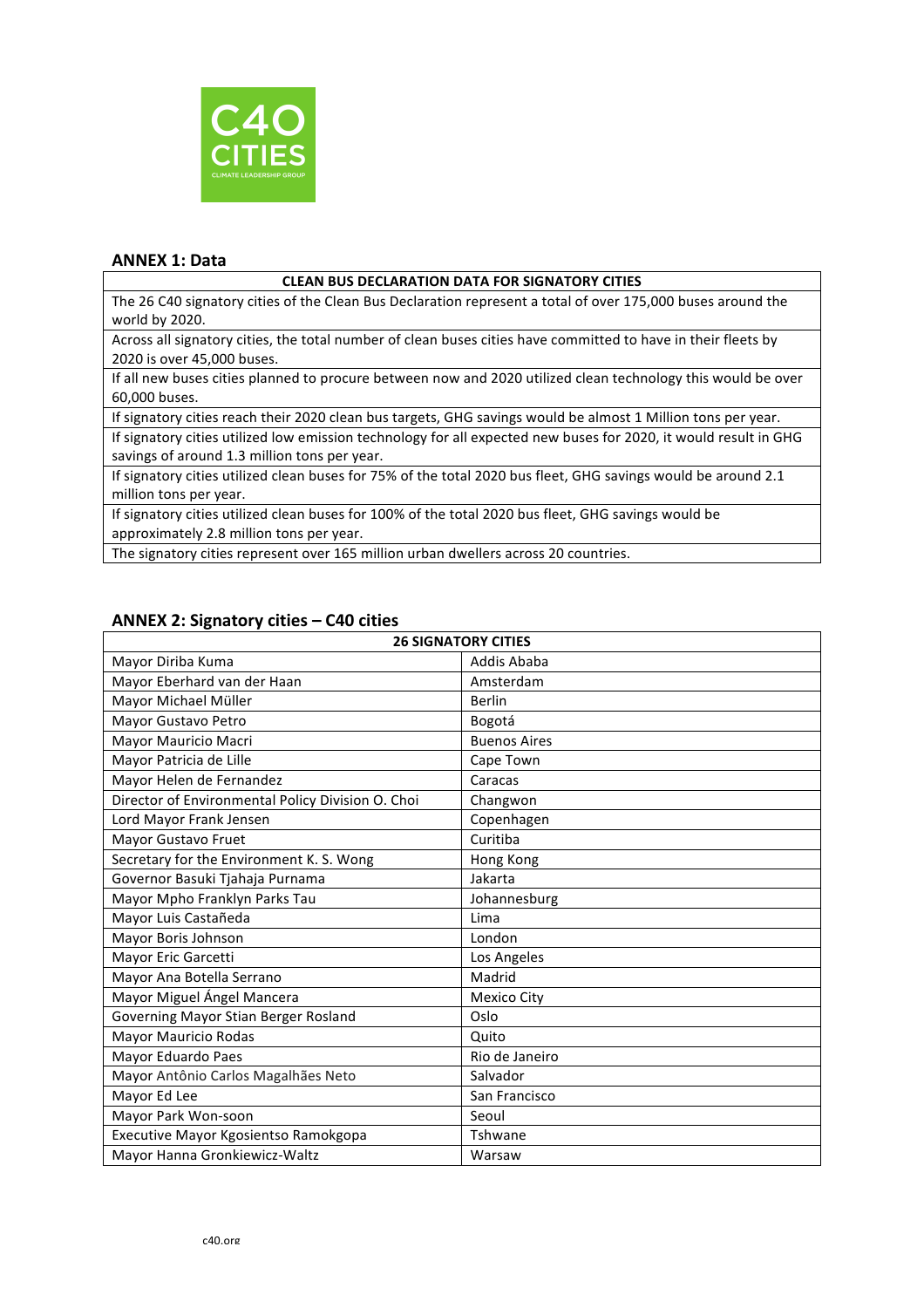## ANNEX 1: Data

| CLEAN BUS DECLARATION DATA FOR SIGNATORY CITIES |
|---|
| The 26 C40 signatory cities of the Clean Bus Declaration represent a total of over 175,000 buses around the world by 2020. |
| Across all signatory cities, the total number of clean buses cities have committed to have in their fleets by 2020 is over 45,000 buses. |
| If all new buses cities planned to procure between now and 2020 utilized clean technology this would be over 60,000 buses. |
| If signatory cities reach their 2020 clean bus targets, GHG savings would be almost 1 Million tons per year. |
| If signatory cities utilized low emission technology for all expected new buses for 2020, it would result in GHG savings of around 1.3 million tons per year. |
| If signatory cities utilized clean buses for 75% of the total 2020 bus fleet, GHG savings would be around 2.1 million tons per year. |
| If signatory cities utilized clean buses for 100% of the total 2020 bus fleet, GHG savings would be approximately 2.8 million tons per year. |
| The signatory cities represent over 165 million urban dwellers across 20 countries. |

## ANNEX 2: Signatory cities – C40 cities

| 26 SIGNATORY CITIES | |
|---|---|
| Mayor Diriba Kuma | Addis Ababa |
| Mayor Eberhard van der Haan | Amsterdam |
| Mayor Michael Müller | Berlin |
| Mayor Gustavo Petro | Bogotá |
| Mayor Mauricio Macri | Buenos Aires |
| Mayor Patricia de Lille | Cape Town |
| Mayor Helen de Fernandez | Caracas |
| Director of Environmental Policy Division O. Choi | Changwon |
| Lord Mayor Frank Jensen | Copenhagen |
| Mayor Gustavo Fruet | Curitiba |
| Secretary for the Environment K. S. Wong | Hong Kong |
| Governor Basuki Tjahaja Purnama | Jakarta |
| Mayor Mpho Franklyn Parks Tau | Johannesburg |
| Mayor Luis Castañeda | Lima |
| Mayor Boris Johnson | London |
| Mayor Eric Garcetti | Los Angeles |
| Mayor Ana Botella Serrano | Madrid |
| Mayor Miguel Ángel Mancera | Mexico City |
| Governing Mayor Stian Berger Rosland | Oslo |
| Mayor Mauricio Rodas | Quito |
| Mayor Eduardo Paes | Rio de Janeiro |
| Mayor Antônio Carlos Magalhães Neto | Salvador |
| Mayor Ed Lee | San Francisco |
| Mayor Park Won-soon | Seoul |
| Executive Mayor Kgosientso Ramokgopa | Tshwane |
| Mayor Hanna Gronkiewicz-Waltz | Warsaw |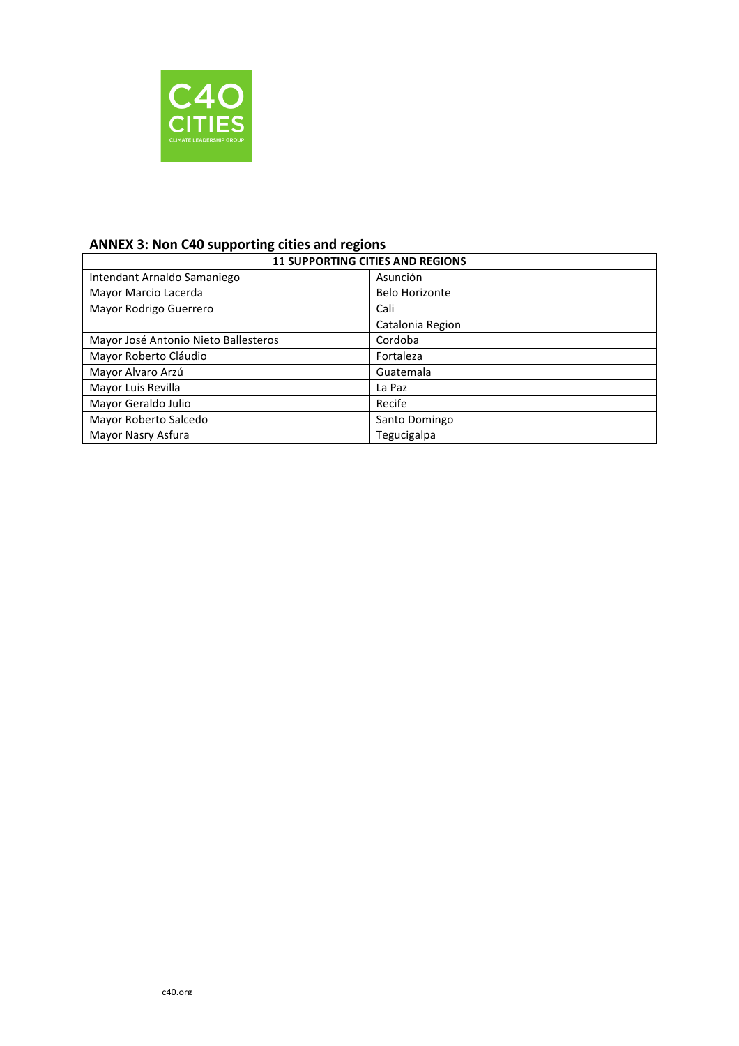## ANNEX 3: Non C40 supporting cities and regions

| 11 SUPPORTING CITIES AND REGIONS | |
|---|---|
| Intendant Arnaldo Samaniego | Asunción |
| Mayor Marcio Lacerda | Belo Horizonte |
| Mayor Rodrigo Guerrero | Cali |
| | Catalonia Region |
| Mayor José Antonio Nieto Ballesteros | Cordoba |
| Mayor Roberto Cláudio | Fortaleza |
| Mayor Alvaro Arzú | Guatemala |
| Mayor Luis Revilla | La Paz |
| Mayor Geraldo Julio | Recife |
| Mayor Roberto Salcedo | Santo Domingo |
| Mayor Nasry Asfura | Tegucigalpa |